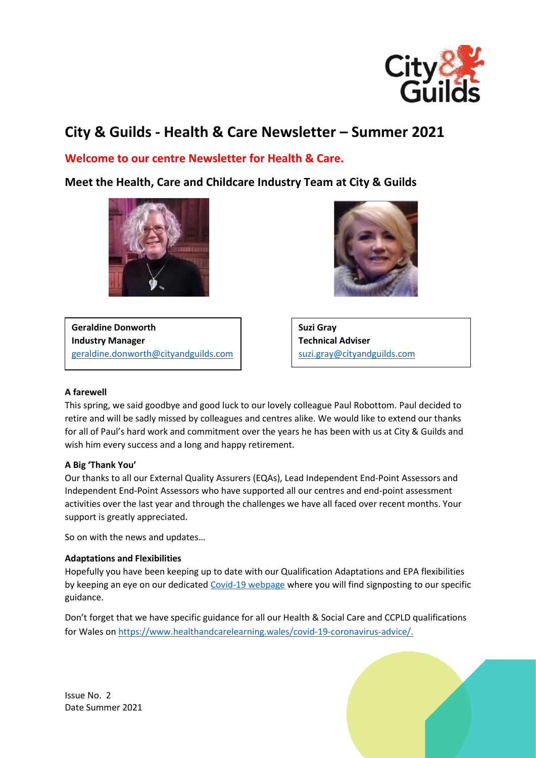# City & Guilds - Health & Care Newsletter – Summer 2021

## Welcome to our centre Newsletter for Health & Care.

## Meet the Health, Care and Childcare Industry Team at City & Guilds

**Geraldine Donworth**
**Industry Manager**
geraldine.donworth@cityandguilds.com

**Suzi Gray**
**Technical Adviser**
suzi.gray@cityandguilds.com

**A farewell**

This spring, we said goodbye and good luck to our lovely colleague Paul Robottom. Paul decided to retire and will be sadly missed by colleagues and centres alike. We would like to extend our thanks for all of Paul's hard work and commitment over the years he has been with us at City & Guilds and wish him every success and a long and happy retirement.

**A Big 'Thank You'**

Our thanks to all our External Quality Assurers (EQAs), Lead Independent End-Point Assessors and Independent End-Point Assessors who have supported all our centres and end-point assessment activities over the last year and through the challenges we have all faced over recent months. Your support is greatly appreciated.

So on with the news and updates…

**Adaptations and Flexibilities**

Hopefully you have been keeping up to date with our Qualification Adaptations and EPA flexibilities by keeping an eye on our dedicated Covid-19 webpage where you will find signposting to our specific guidance.

Don't forget that we have specific guidance for all our Health & Social Care and CCPLD qualifications for Wales on https://www.healthandcarelearning.wales/covid-19-coronavirus-advice/.

Issue No. 2
Date Summer 2021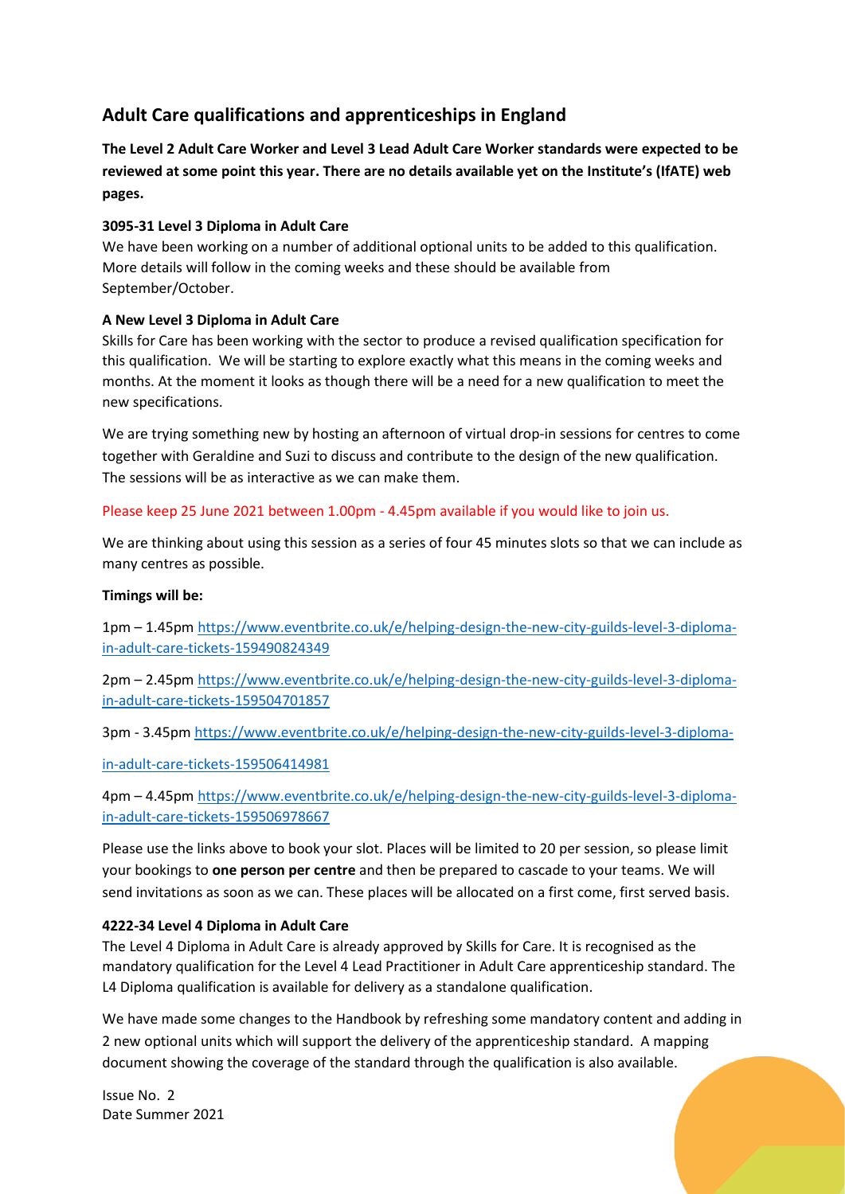## Adult Care qualifications and apprenticeships in England

**The Level 2 Adult Care Worker and Level 3 Lead Adult Care Worker standards were expected to be reviewed at some point this year. There are no details available yet on the Institute's (IfATE) web pages.**

### 3095-31 Level 3 Diploma in Adult Care

We have been working on a number of additional optional units to be added to this qualification. More details will follow in the coming weeks and these should be available from September/October.

### A New Level 3 Diploma in Adult Care

Skills for Care has been working with the sector to produce a revised qualification specification for this qualification. We will be starting to explore exactly what this means in the coming weeks and months. At the moment it looks as though there will be a need for a new qualification to meet the new specifications.

We are trying something new by hosting an afternoon of virtual drop-in sessions for centres to come together with Geraldine and Suzi to discuss and contribute to the design of the new qualification. The sessions will be as interactive as we can make them.

Please keep 25 June 2021 between 1.00pm - 4.45pm available if you would like to join us.

We are thinking about using this session as a series of four 45 minutes slots so that we can include as many centres as possible.

**Timings will be:**

1pm – 1.45pm [https://www.eventbrite.co.uk/e/helping-design-the-new-city-guilds-level-3-diploma-in-adult-care-tickets-159490824349](https://www.eventbrite.co.uk/e/helping-design-the-new-city-guilds-level-3-diploma-in-adult-care-tickets-159490824349)

2pm – 2.45pm [https://www.eventbrite.co.uk/e/helping-design-the-new-city-guilds-level-3-diploma-in-adult-care-tickets-159504701857](https://www.eventbrite.co.uk/e/helping-design-the-new-city-guilds-level-3-diploma-in-adult-care-tickets-159504701857)

3pm - 3.45pm [https://www.eventbrite.co.uk/e/helping-design-the-new-city-guilds-level-3-diploma-in-adult-care-tickets-159506414981](https://www.eventbrite.co.uk/e/helping-design-the-new-city-guilds-level-3-diploma-in-adult-care-tickets-159506414981)

4pm – 4.45pm [https://www.eventbrite.co.uk/e/helping-design-the-new-city-guilds-level-3-diploma-in-adult-care-tickets-159506978667](https://www.eventbrite.co.uk/e/helping-design-the-new-city-guilds-level-3-diploma-in-adult-care-tickets-159506978667)

Please use the links above to book your slot. Places will be limited to 20 per session, so please limit your bookings to **one person per centre** and then be prepared to cascade to your teams. We will send invitations as soon as we can. These places will be allocated on a first come, first served basis.

### 4222-34 Level 4 Diploma in Adult Care

The Level 4 Diploma in Adult Care is already approved by Skills for Care. It is recognised as the mandatory qualification for the Level 4 Lead Practitioner in Adult Care apprenticeship standard. The L4 Diploma qualification is available for delivery as a standalone qualification.

We have made some changes to the Handbook by refreshing some mandatory content and adding in 2 new optional units which will support the delivery of the apprenticeship standard. A mapping document showing the coverage of the standard through the qualification is also available.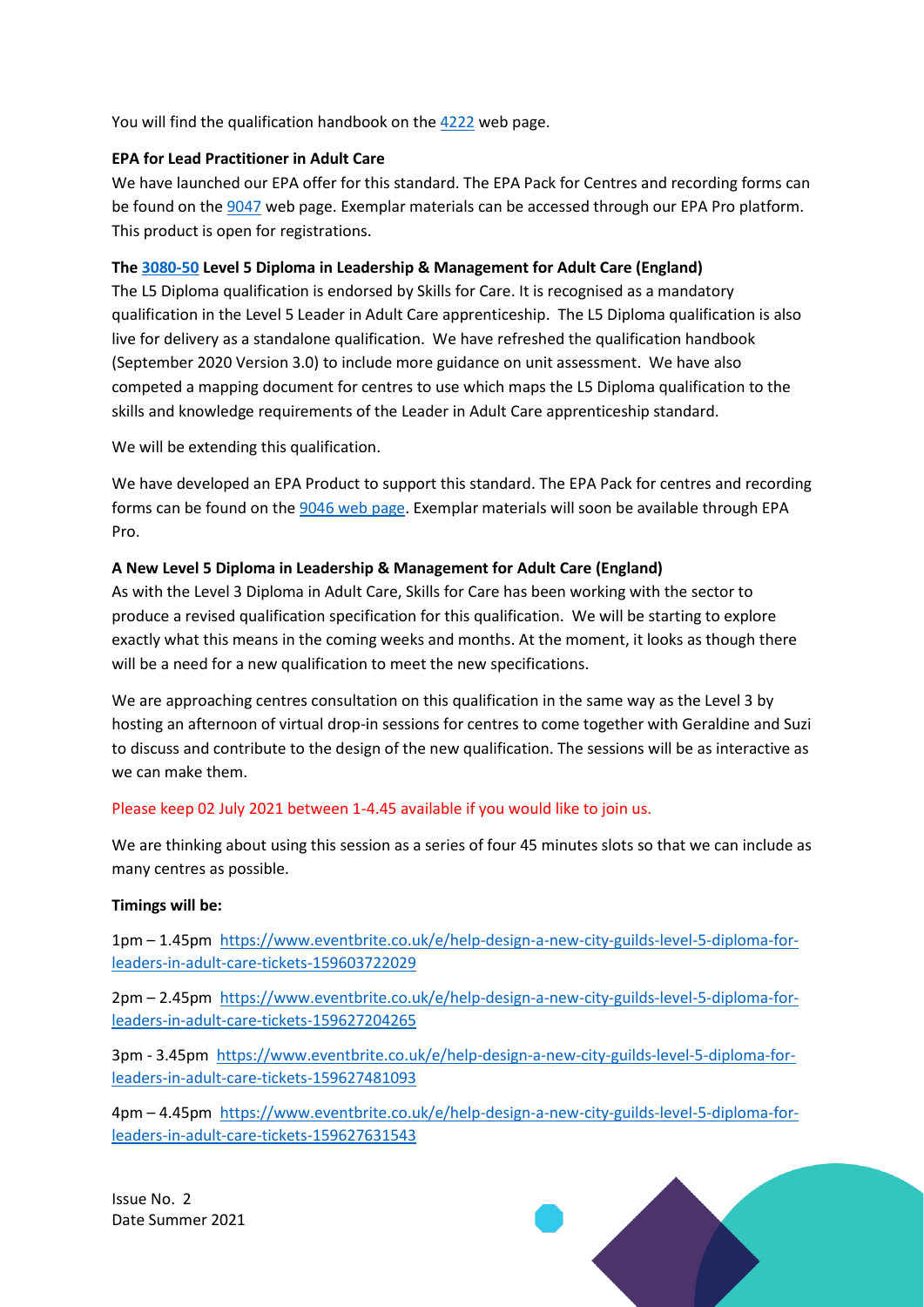You will find the qualification handbook on the [4222](4222) web page.

**EPA for Lead Practitioner in Adult Care**

We have launched our EPA offer for this standard. The EPA Pack for Centres and recording forms can be found on the 9047 web page. Exemplar materials can be accessed through our EPA Pro platform. This product is open for registrations.

**The 3080-50 Level 5 Diploma in Leadership & Management for Adult Care (England)**

The L5 Diploma qualification is endorsed by Skills for Care. It is recognised as a mandatory qualification in the Level 5 Leader in Adult Care apprenticeship. The L5 Diploma qualification is also live for delivery as a standalone qualification. We have refreshed the qualification handbook (September 2020 Version 3.0) to include more guidance on unit assessment. We have also competed a mapping document for centres to use which maps the L5 Diploma qualification to the skills and knowledge requirements of the Leader in Adult Care apprenticeship standard.

We will be extending this qualification.

We have developed an EPA Product to support this standard. The EPA Pack for centres and recording forms can be found on the 9046 web page. Exemplar materials will soon be available through EPA Pro.

**A New Level 5 Diploma in Leadership & Management for Adult Care (England)**

As with the Level 3 Diploma in Adult Care, Skills for Care has been working with the sector to produce a revised qualification specification for this qualification. We will be starting to explore exactly what this means in the coming weeks and months. At the moment, it looks as though there will be a need for a new qualification to meet the new specifications.

We are approaching centres consultation on this qualification in the same way as the Level 3 by hosting an afternoon of virtual drop-in sessions for centres to come together with Geraldine and Suzi to discuss and contribute to the design of the new qualification. The sessions will be as interactive as we can make them.

Please keep 02 July 2021 between 1-4.45 available if you would like to join us.

We are thinking about using this session as a series of four 45 minutes slots so that we can include as many centres as possible.

**Timings will be:**

1pm – 1.45pm https://www.eventbrite.co.uk/e/help-design-a-new-city-guilds-level-5-diploma-for-leaders-in-adult-care-tickets-159603722029

2pm – 2.45pm https://www.eventbrite.co.uk/e/help-design-a-new-city-guilds-level-5-diploma-for-leaders-in-adult-care-tickets-159627204265

3pm - 3.45pm https://www.eventbrite.co.uk/e/help-design-a-new-city-guilds-level-5-diploma-for-leaders-in-adult-care-tickets-159627481093

4pm – 4.45pm https://www.eventbrite.co.uk/e/help-design-a-new-city-guilds-level-5-diploma-for-leaders-in-adult-care-tickets-159627631543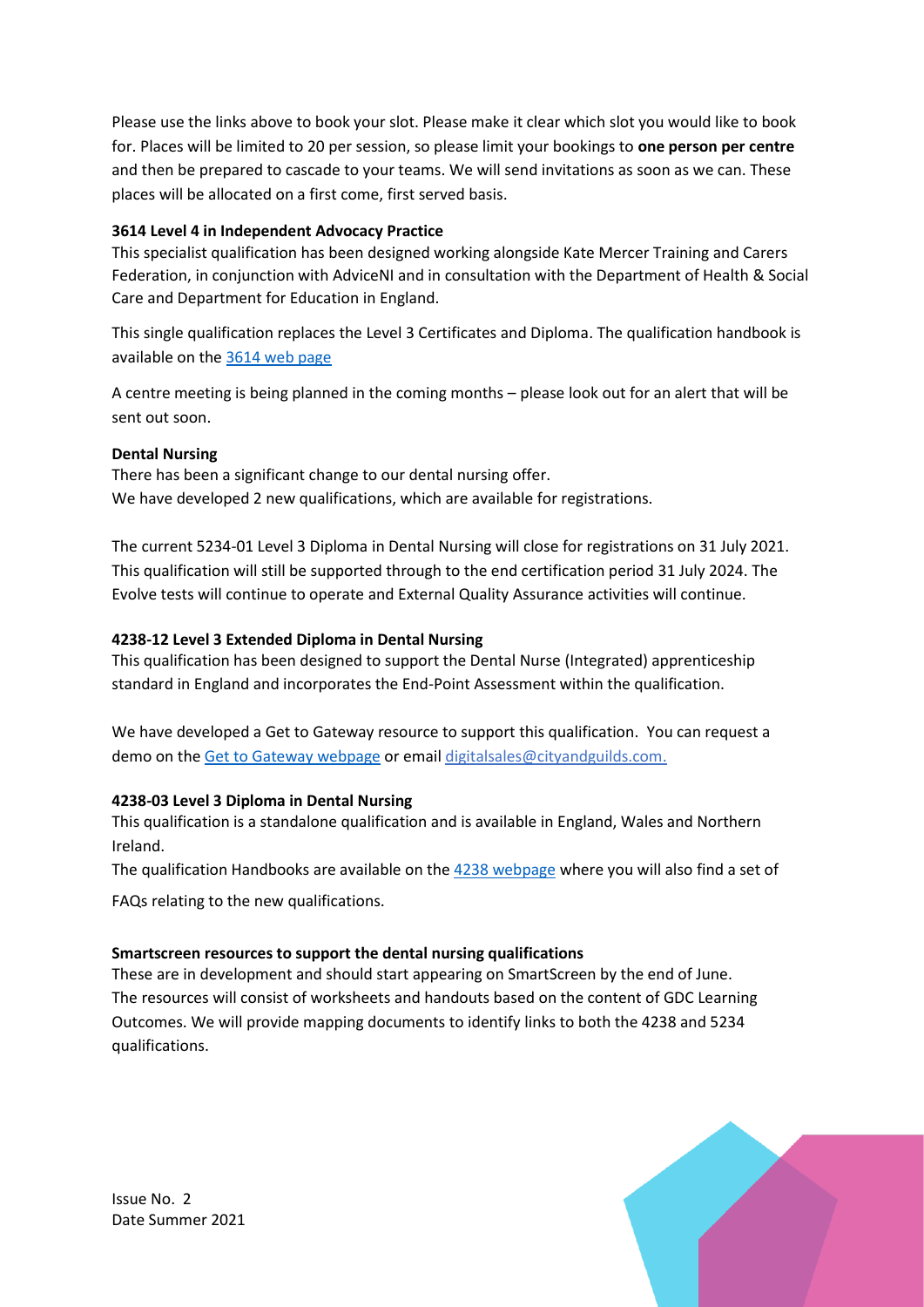Please use the links above to book your slot. Please make it clear which slot you would like to book for. Places will be limited to 20 per session, so please limit your bookings to **one person per centre** and then be prepared to cascade to your teams. We will send invitations as soon as we can. These places will be allocated on a first come, first served basis.

**3614 Level 4 in Independent Advocacy Practice**

This specialist qualification has been designed working alongside Kate Mercer Training and Carers Federation, in conjunction with AdviceNI and in consultation with the Department of Health & Social Care and Department for Education in England.

This single qualification replaces the Level 3 Certificates and Diploma. The qualification handbook is available on the [3614 web page]

A centre meeting is being planned in the coming months – please look out for an alert that will be sent out soon.

**Dental Nursing**

There has been a significant change to our dental nursing offer.
We have developed 2 new qualifications, which are available for registrations.

The current 5234-01 Level 3 Diploma in Dental Nursing will close for registrations on 31 July 2021. This qualification will still be supported through to the end certification period 31 July 2024. The Evolve tests will continue to operate and External Quality Assurance activities will continue.

**4238-12 Level 3 Extended Diploma in Dental Nursing**

This qualification has been designed to support the Dental Nurse (Integrated) apprenticeship standard in England and incorporates the End-Point Assessment within the qualification.

We have developed a Get to Gateway resource to support this qualification. You can request a demo on the [Get to Gateway webpage] or email digitalsales@cityandguilds.com.

**4238-03 Level 3 Diploma in Dental Nursing**

This qualification is a standalone qualification and is available in England, Wales and Northern Ireland.

The qualification Handbooks are available on the [4238 webpage] where you will also find a set of FAQs relating to the new qualifications.

**Smartscreen resources to support the dental nursing qualifications**

These are in development and should start appearing on SmartScreen by the end of June. The resources will consist of worksheets and handouts based on the content of GDC Learning Outcomes. We will provide mapping documents to identify links to both the 4238 and 5234 qualifications.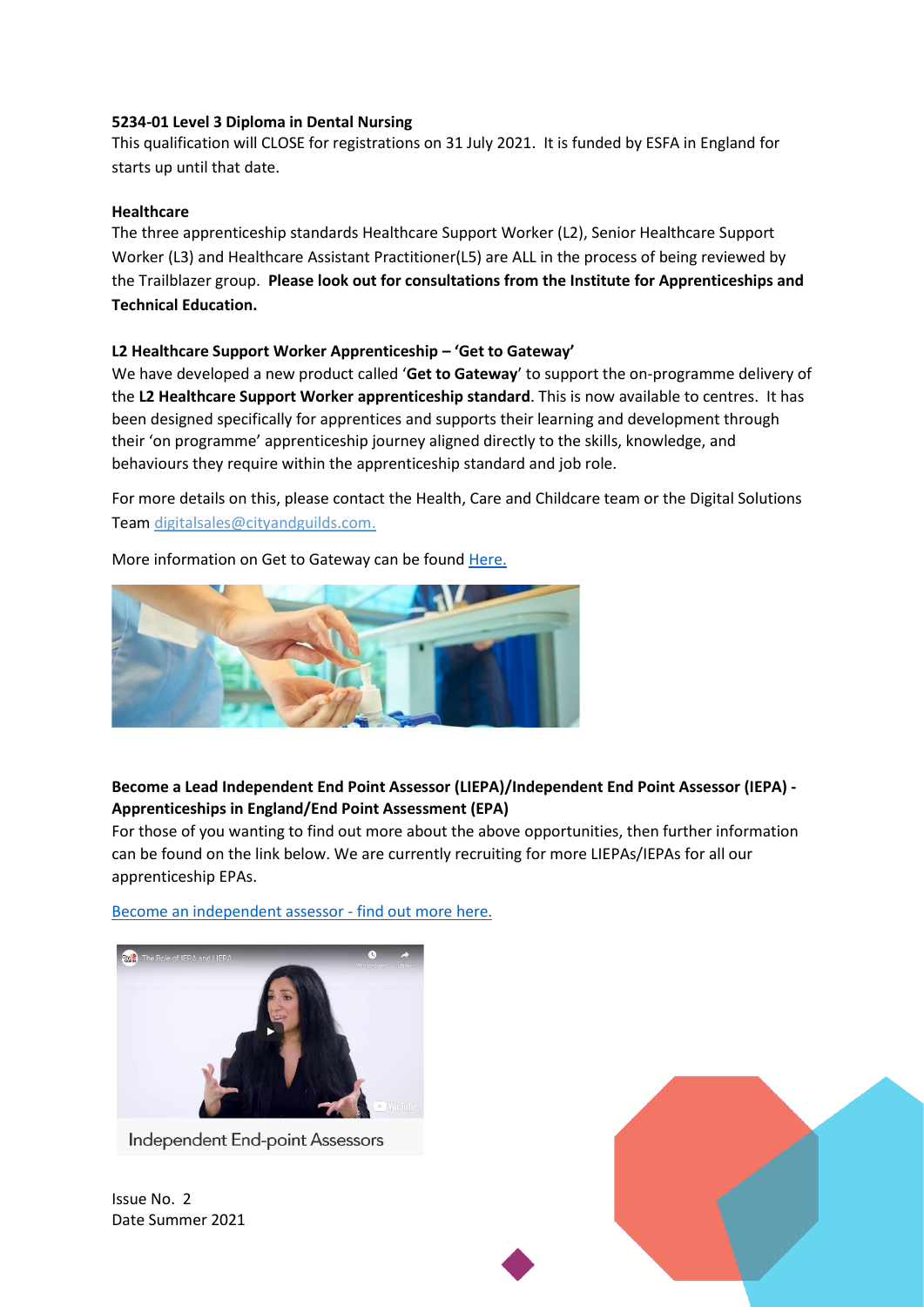**5234-01 Level 3 Diploma in Dental Nursing**

This qualification will CLOSE for registrations on 31 July 2021. It is funded by ESFA in England for starts up until that date.

**Healthcare**

The three apprenticeship standards Healthcare Support Worker (L2), Senior Healthcare Support Worker (L3) and Healthcare Assistant Practitioner(L5) are ALL in the process of being reviewed by the Trailblazer group. **Please look out for consultations from the Institute for Apprenticeships and Technical Education.**

**L2 Healthcare Support Worker Apprenticeship – 'Get to Gateway'**

We have developed a new product called '**Get to Gateway**' to support the on-programme delivery of the **L2 Healthcare Support Worker apprenticeship standard**. This is now available to centres. It has been designed specifically for apprentices and supports their learning and development through their 'on programme' apprenticeship journey aligned directly to the skills, knowledge, and behaviours they require within the apprenticeship standard and job role.

For more details on this, please contact the Health, Care and Childcare team or the Digital Solutions Team digitalsales@cityandguilds.com.

More information on Get to Gateway can be found Here.

**Become a Lead Independent End Point Assessor (LIEPA)/Independent End Point Assessor (IEPA) - Apprenticeships in England/End Point Assessment (EPA)**

For those of you wanting to find out more about the above opportunities, then further information can be found on the link below. We are currently recruiting for more LIEPAs/IEPAs for all our apprenticeship EPAs.

Become an independent assessor - find out more here.

Independent End-point Assessors

Issue No. 2
Date Summer 2021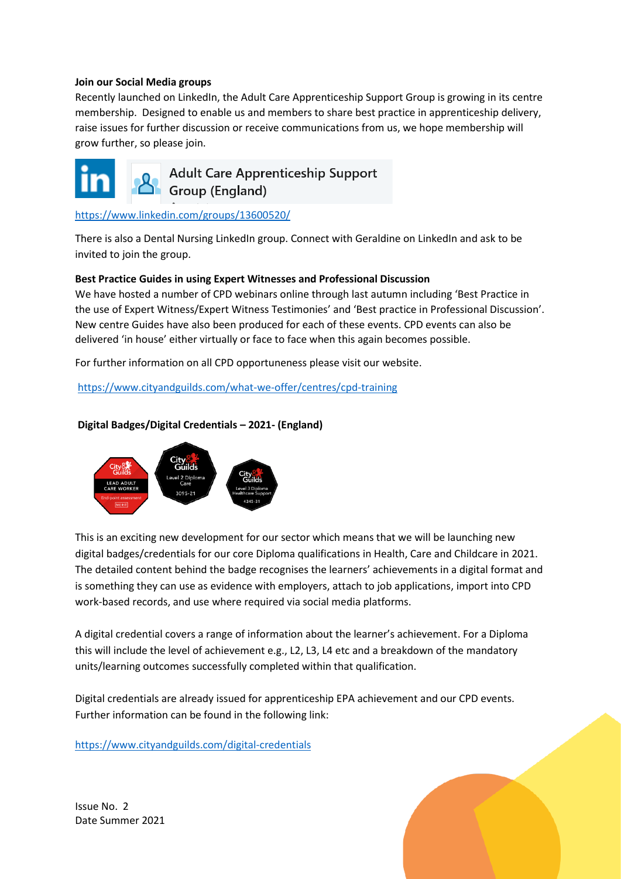**Join our Social Media groups**

Recently launched on LinkedIn, the Adult Care Apprenticeship Support Group is growing in its centre membership. Designed to enable us and members to share best practice in apprenticeship delivery, raise issues for further discussion or receive communications from us, we hope membership will grow further, so please join.

Adult Care Apprenticeship Support Group (England)

https://www.linkedin.com/groups/13600520/

There is also a Dental Nursing LinkedIn group. Connect with Geraldine on LinkedIn and ask to be invited to join the group.

**Best Practice Guides in using Expert Witnesses and Professional Discussion**

We have hosted a number of CPD webinars online through last autumn including 'Best Practice in the use of Expert Witness/Expert Witness Testimonies' and 'Best practice in Professional Discussion'. New centre Guides have also been produced for each of these events. CPD events can also be delivered 'in house' either virtually or face to face when this again becomes possible.

For further information on all CPD opportuneness please visit our website.

https://www.cityandguilds.com/what-we-offer/centres/cpd-training

**Digital Badges/Digital Credentials – 2021- (England)**

This is an exciting new development for our sector which means that we will be launching new digital badges/credentials for our core Diploma qualifications in Health, Care and Childcare in 2021. The detailed content behind the badge recognises the learners' achievements in a digital format and is something they can use as evidence with employers, attach to job applications, import into CPD work-based records, and use where required via social media platforms.

A digital credential covers a range of information about the learner's achievement. For a Diploma this will include the level of achievement e.g., L2, L3, L4 etc and a breakdown of the mandatory units/learning outcomes successfully completed within that qualification.

Digital credentials are already issued for apprenticeship EPA achievement and our CPD events. Further information can be found in the following link:

https://www.cityandguilds.com/digital-credentials

Issue No. 2
Date Summer 2021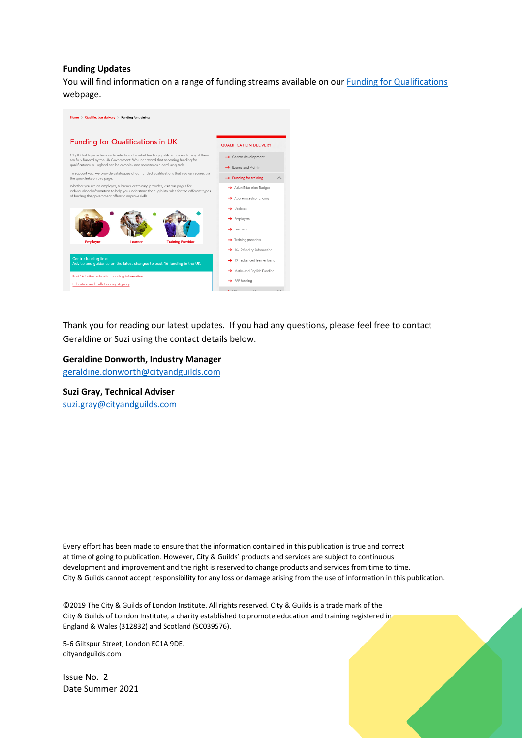**Funding Updates**

You will find information on a range of funding streams available on our [Funding for Qualifications](#) webpage.

Thank you for reading our latest updates. If you had any questions, please feel free to contact Geraldine or Suzi using the contact details below.

**Geraldine Donworth, Industry Manager**
geraldine.donworth@cityandguilds.com

**Suzi Gray, Technical Adviser**
suzi.gray@cityandguilds.com

Every effort has been made to ensure that the information contained in this publication is true and correct at time of going to publication. However, City & Guilds' products and services are subject to continuous development and improvement and the right is reserved to change products and services from time to time. City & Guilds cannot accept responsibility for any loss or damage arising from the use of information in this publication.

©2019 The City & Guilds of London Institute. All rights reserved. City & Guilds is a trade mark of the City & Guilds of London Institute, a charity established to promote education and training registered in England & Wales (312832) and Scotland (SC039576).

5-6 Giltspur Street, London EC1A 9DE.
cityandguilds.com

Issue No. 2
Date Summer 2021